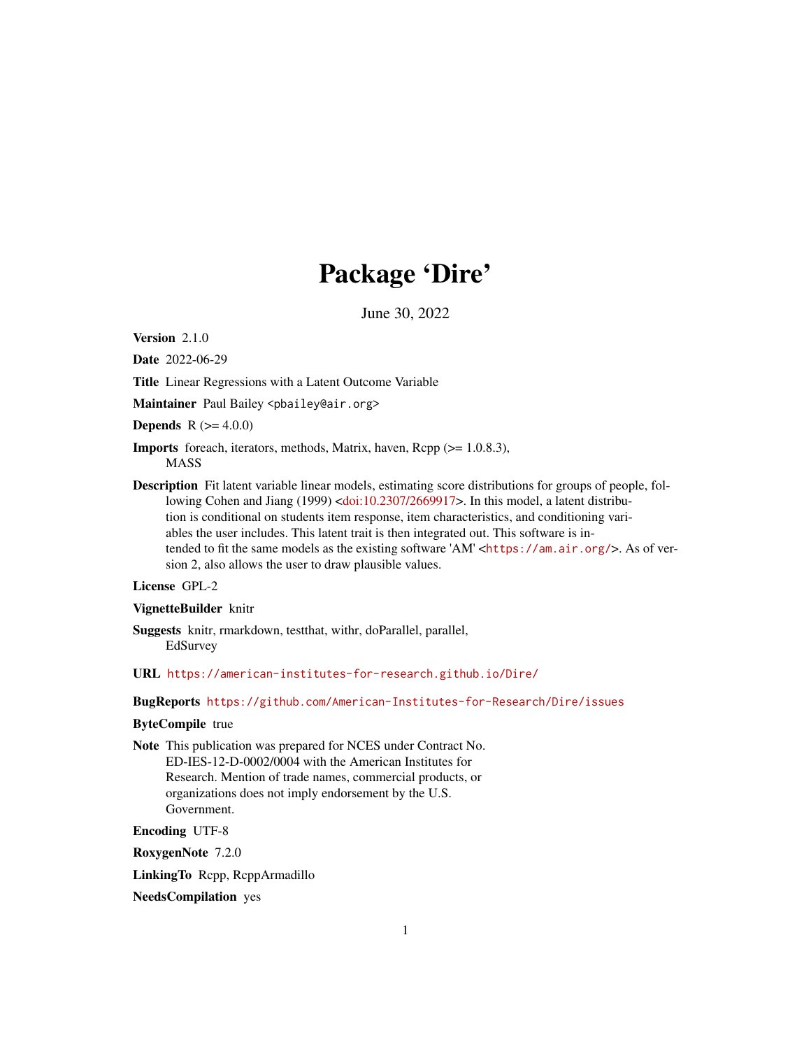# Package 'Dire'

June 30, 2022

**Version** 2.1.0

**Date** 2022-06-29

**Title** Linear Regressions with a Latent Outcome Variable

**Maintainer** Paul Bailey <pbailey@air.org>

**Depends** R (>= 4.0.0)

**Imports** foreach, iterators, methods, Matrix, haven, Rcpp (>= 1.0.8.3), MASS

**Description** Fit latent variable linear models, estimating score distributions for groups of people, following Cohen and Jiang (1999) <doi:10.2307/2669917>. In this model, a latent distribution is conditional on students item response, item characteristics, and conditioning variables the user includes. This latent trait is then integrated out. This software is intended to fit the same models as the existing software 'AM' <https://am.air.org/>. As of version 2, also allows the user to draw plausible values.

**License** GPL-2

**VignetteBuilder** knitr

**Suggests** knitr, rmarkdown, testthat, withr, doParallel, parallel, EdSurvey

**URL** https://american-institutes-for-research.github.io/Dire/

**BugReports** https://github.com/American-Institutes-for-Research/Dire/issues

**ByteCompile** true

**Note** This publication was prepared for NCES under Contract No. ED-IES-12-D-0002/0004 with the American Institutes for Research. Mention of trade names, commercial products, or organizations does not imply endorsement by the U.S. Government.

**Encoding** UTF-8

**RoxygenNote** 7.2.0

**LinkingTo** Rcpp, RcppArmadillo

**NeedsCompilation** yes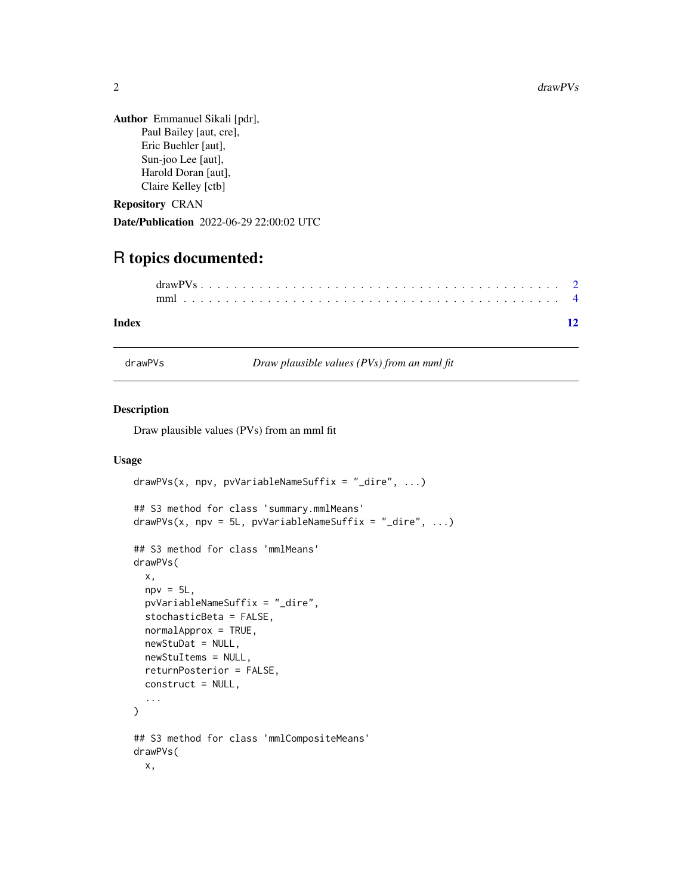**Author** Emmanuel Sikali [pdr],
Paul Bailey [aut, cre],
Eric Buehler [aut],
Sun-joo Lee [aut],
Harold Doran [aut],
Claire Kelley [ctb]

**Repository** CRAN

**Date/Publication** 2022-06-29 22:00:02 UTC

# R topics documented:

drawPVs . . . . . . . . . . . . . . . . . . . . . . . . . . . . . . . . . . . . . . . . . 2
mml . . . . . . . . . . . . . . . . . . . . . . . . . . . . . . . . . . . . . . . . . . . 4

**Index** **12**

---

drawPVs — *Draw plausible values (PVs) from an mml fit*

---

### Description

Draw plausible values (PVs) from an mml fit

### Usage

```
drawPVs(x, npv, pvVariableNameSuffix = "_dire", ...)

## S3 method for class 'summary.mmlMeans'
drawPVs(x, npv = 5L, pvVariableNameSuffix = "_dire", ...)

## S3 method for class 'mmlMeans'
drawPVs(
  x,
  npv = 5L,
  pvVariableNameSuffix = "_dire",
  stochasticBeta = FALSE,
  normalApprox = TRUE,
  newStuDat = NULL,
  newStuItems = NULL,
  returnPosterior = FALSE,
  construct = NULL,
  ...
)

## S3 method for class 'mmlCompositeMeans'
drawPVs(
  x,
```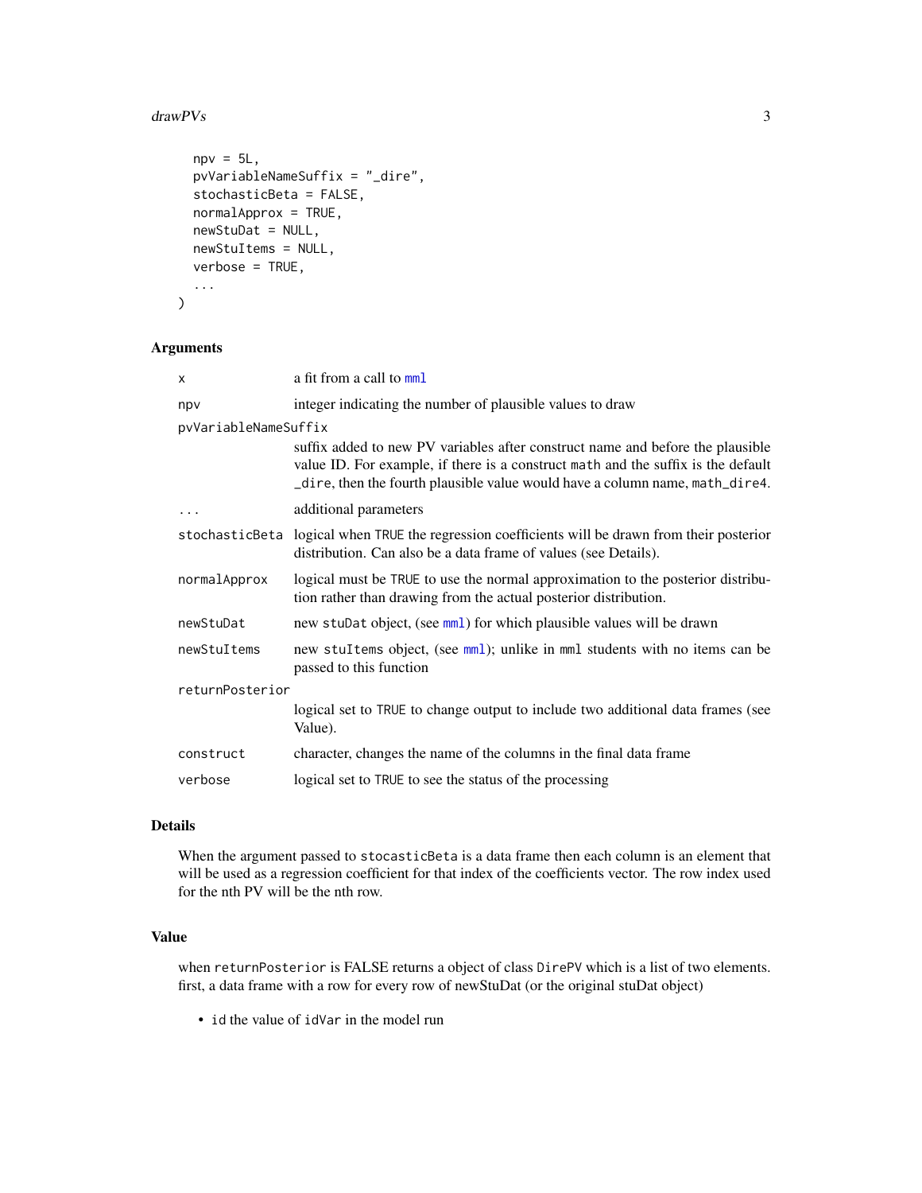```
  npv = 5L,
  pvVariableNameSuffix = "_dire",
  stochasticBeta = FALSE,
  normalApprox = TRUE,
  newStuDat = NULL,
  newStuItems = NULL,
  verbose = TRUE,
  ...
)
```

## Arguments

| | |
|---|---|
| `x` | a fit from a call to `mml` |
| `npv` | integer indicating the number of plausible values to draw |
| `pvVariableNameSuffix` | suffix added to new PV variables after construct name and before the plausible value ID. For example, if there is a construct `math` and the suffix is the default `_dire`, then the fourth plausible value would have a column name, `math_dire4`. |
| `...` | additional parameters |
| `stochasticBeta` | logical when `TRUE` the regression coefficients will be drawn from their posterior distribution. Can also be a data frame of values (see Details). |
| `normalApprox` | logical must be `TRUE` to use the normal approximation to the posterior distribution rather than drawing from the actual posterior distribution. |
| `newStuDat` | new `stuDat` object, (see `mml`) for which plausible values will be drawn |
| `newStuItems` | new `stuItems` object, (see `mml`); unlike in `mml` students with no items can be passed to this function |
| `returnPosterior` | logical set to `TRUE` to change output to include two additional data frames (see Value). |
| `construct` | character, changes the name of the columns in the final data frame |
| `verbose` | logical set to `TRUE` to see the status of the processing |

## Details

When the argument passed to `stocasticBeta` is a data frame then each column is an element that will be used as a regression coefficient for that index of the coefficients vector. The row index used for the nth PV will be the nth row.

## Value

when `returnPosterior` is FALSE returns a object of class `DirePV` which is a list of two elements. first, a data frame with a row for every row of newStuDat (or the original stuDat object)

- `id` the value of `idVar` in the model run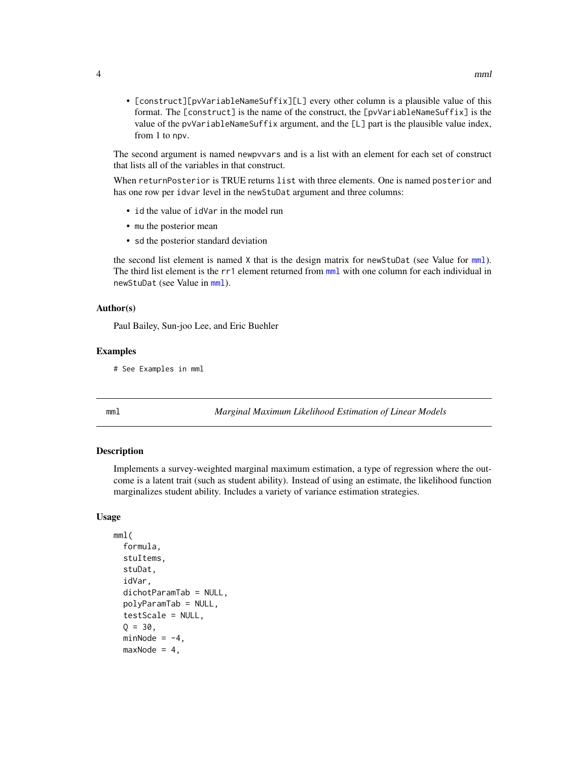- `[construct][pvVariableNameSuffix][L]` every other column is a plausible value of this format. The `[construct]` is the name of the construct, the `[pvVariableNameSuffix]` is the value of the `pvVariableNameSuffix` argument, and the `[L]` part is the plausible value index, from 1 to `npv`.

The second argument is named `newpvvars` and is a list with an element for each set of construct that lists all of the variables in that construct.

When `returnPosterior` is TRUE returns `list` with three elements. One is named `posterior` and has one row per `idvar` level in the `newStuDat` argument and three columns:

- `id` the value of `idVar` in the model run
- `mu` the posterior mean
- `sd` the posterior standard deviation

the second list element is named `X` that is the design matrix for `newStuDat` (see Value for `mml`). The third list element is the `rr1` element returned from `mml` with one column for each individual in `newStuDat` (see Value in `mml`).

### Author(s)

Paul Bailey, Sun-joo Lee, and Eric Buehler

### Examples

```
# See Examples in mml
```

---

## mml — *Marginal Maximum Likelihood Estimation of Linear Models*

### Description

Implements a survey-weighted marginal maximum estimation, a type of regression where the outcome is a latent trait (such as student ability). Instead of using an estimate, the likelihood function marginalizes student ability. Includes a variety of variance estimation strategies.

### Usage

```
mml(
  formula,
  stuItems,
  stuDat,
  idVar,
  dichotParamTab = NULL,
  polyParamTab = NULL,
  testScale = NULL,
  Q = 30,
  minNode = -4,
  maxNode = 4,
```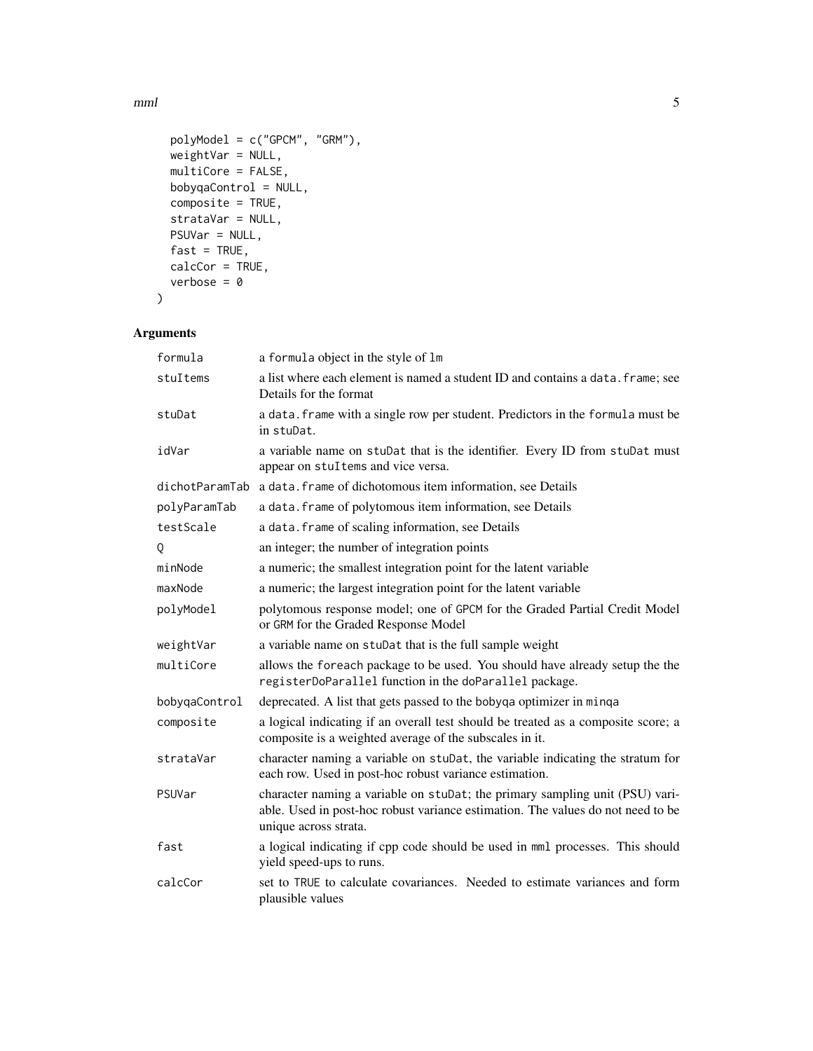```
  polyModel = c("GPCM", "GRM"),
  weightVar = NULL,
  multiCore = FALSE,
  bobyqaControl = NULL,
  composite = TRUE,
  strataVar = NULL,
  PSUVar = NULL,
  fast = TRUE,
  calcCor = TRUE,
  verbose = 0
)
```

## Arguments

| | |
|---|---|
| `formula` | a `formula` object in the style of `lm` |
| `stuItems` | a list where each element is named a student ID and contains a `data.frame`; see Details for the format |
| `stuDat` | a `data.frame` with a single row per student. Predictors in the `formula` must be in `stuDat`. |
| `idVar` | a variable name on `stuDat` that is the identifier. Every ID from `stuDat` must appear on `stuItems` and vice versa. |
| `dichotParamTab` | a `data.frame` of dichotomous item information, see Details |
| `polyParamTab` | a `data.frame` of polytomous item information, see Details |
| `testScale` | a `data.frame` of scaling information, see Details |
| `Q` | an integer; the number of integration points |
| `minNode` | a numeric; the smallest integration point for the latent variable |
| `maxNode` | a numeric; the largest integration point for the latent variable |
| `polyModel` | polytomous response model; one of `GPCM` for the Graded Partial Credit Model or `GRM` for the Graded Response Model |
| `weightVar` | a variable name on `stuDat` that is the full sample weight |
| `multiCore` | allows the `foreach` package to be used. You should have already setup the the `registerDoParallel` function in the `doParallel` package. |
| `bobyqaControl` | deprecated. A list that gets passed to the `bobyqa` optimizer in `minqa` |
| `composite` | a logical indicating if an overall test should be treated as a composite score; a composite is a weighted average of the subscales in it. |
| `strataVar` | character naming a variable on `stuDat`, the variable indicating the stratum for each row. Used in post-hoc robust variance estimation. |
| `PSUVar` | character naming a variable on `stuDat`; the primary sampling unit (PSU) variable. Used in post-hoc robust variance estimation. The values do not need to be unique across strata. |
| `fast` | a logical indicating if cpp code should be used in `mml` processes. This should yield speed-ups to runs. |
| `calcCor` | set to `TRUE` to calculate covariances. Needed to estimate variances and form plausible values |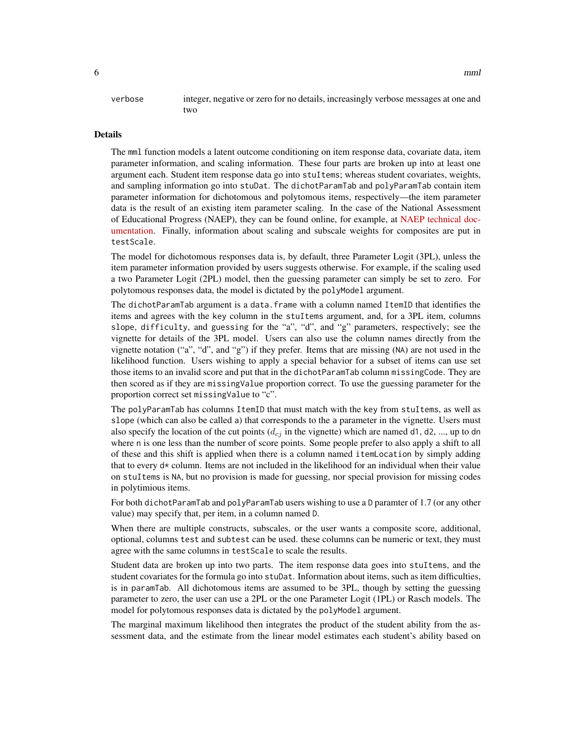verbose integer, negative or zero for no details, increasingly verbose messages at one and two

## Details

The mml function models a latent outcome conditioning on item response data, covariate data, item parameter information, and scaling information. These four parts are broken up into at least one argument each. Student item response data go into stuItems; whereas student covariates, weights, and sampling information go into stuDat. The dichotParamTab and polyParamTab contain item parameter information for dichotomous and polytomous items, respectively—the item parameter data is the result of an existing item parameter scaling. In the case of the National Assessment of Educational Progress (NAEP), they can be found online, for example, at NAEP technical documentation. Finally, information about scaling and subscale weights for composites are put in testScale.

The model for dichotomous responses data is, by default, three Parameter Logit (3PL), unless the item parameter information provided by users suggests otherwise. For example, if the scaling used a two Parameter Logit (2PL) model, then the guessing parameter can simply be set to zero. For polytomous responses data, the model is dictated by the polyModel argument.

The dichotParamTab argument is a data.frame with a column named ItemID that identifies the items and agrees with the key column in the stuItems argument, and, for a 3PL item, columns slope, difficulty, and guessing for the "a", "d", and "g" parameters, respectively; see the vignette for details of the 3PL model. Users can also use the column names directly from the vignette notation ("a", "d", and "g") if they prefer. Items that are missing (NA) are not used in the likelihood function. Users wishing to apply a special behavior for a subset of items can use set those items to an invalid score and put that in the dichotParamTab column missingCode. They are then scored as if they are missingValue proportion correct. To use the guessing parameter for the proportion correct set missingValue to "c".

The polyParamTab has columns ItemID that must match with the key from stuItems, as well as slope (which can also be called a) that corresponds to the a parameter in the vignette. Users must also specify the location of the cut points ($d_{cj}$ in the vignette) which are named d1, d2, ..., up to dn where n is one less than the number of score points. Some people prefer to also apply a shift to all of these and this shift is applied when there is a column named itemLocation by simply adding that to every d* column. Items are not included in the likelihood for an individual when their value on stuItems is NA, but no provision is made for guessing, nor special provision for missing codes in polytimious items.

For both dichotParamTab and polyParamTab users wishing to use a D paramter of 1.7 (or any other value) may specify that, per item, in a column named D.

When there are multiple constructs, subscales, or the user wants a composite score, additional, optional, columns test and subtest can be used. these columns can be numeric or text, they must agree with the same columns in testScale to scale the results.

Student data are broken up into two parts. The item response data goes into stuItems, and the student covariates for the formula go into stuDat. Information about items, such as item difficulties, is in paramTab. All dichotomous items are assumed to be 3PL, though by setting the guessing parameter to zero, the user can use a 2PL or the one Parameter Logit (1PL) or Rasch models. The model for polytomous responses data is dictated by the polyModel argument.

The marginal maximum likelihood then integrates the product of the student ability from the assessment data, and the estimate from the linear model estimates each student's ability based on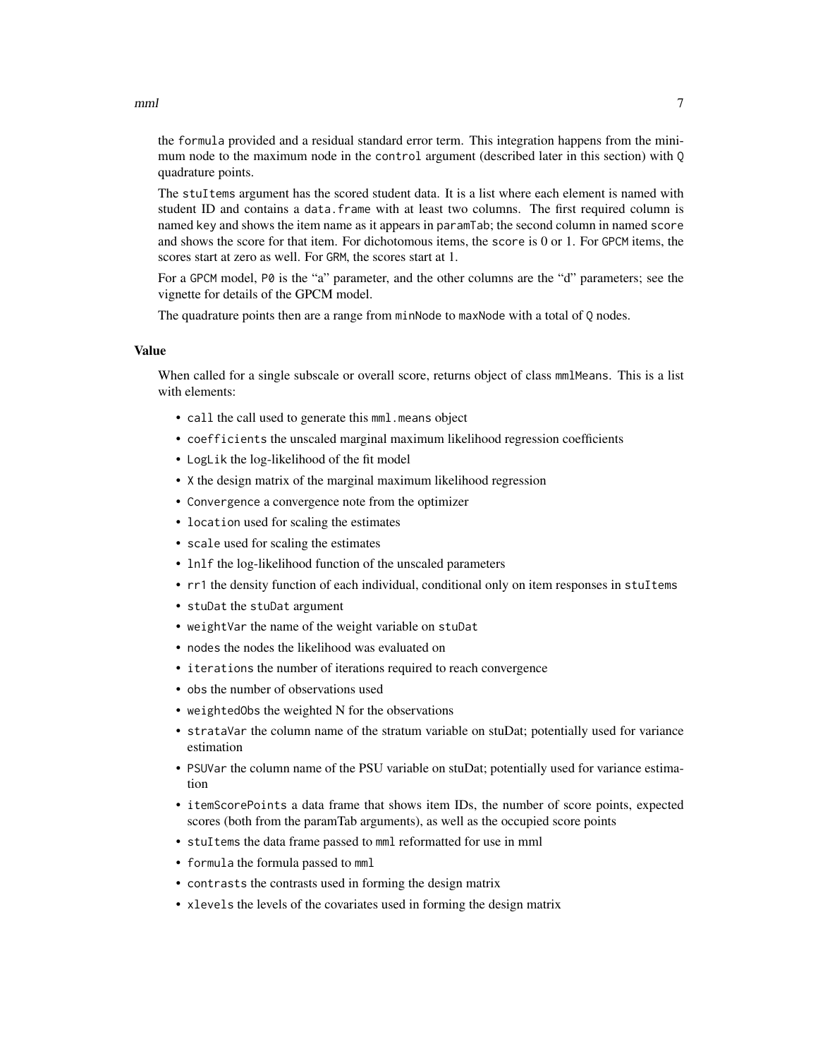the `formula` provided and a residual standard error term. This integration happens from the minimum node to the maximum node in the `control` argument (described later in this section) with `Q` quadrature points.

The `stuItems` argument has the scored student data. It is a list where each element is named with student ID and contains a `data.frame` with at least two columns. The first required column is named `key` and shows the item name as it appears in `paramTab`; the second column in named `score` and shows the score for that item. For dichotomous items, the `score` is 0 or 1. For `GPCM` items, the scores start at zero as well. For `GRM`, the scores start at 1.

For a `GPCM` model, `P0` is the "a" parameter, and the other columns are the "d" parameters; see the vignette for details of the GPCM model.

The quadrature points then are a range from `minNode` to `maxNode` with a total of `Q` nodes.

### Value

When called for a single subscale or overall score, returns object of class `mmlMeans`. This is a list with elements:

- `call` the call used to generate this `mml.means` object
- `coefficients` the unscaled marginal maximum likelihood regression coefficients
- `LogLik` the log-likelihood of the fit model
- `X` the design matrix of the marginal maximum likelihood regression
- `Convergence` a convergence note from the optimizer
- `location` used for scaling the estimates
- `scale` used for scaling the estimates
- `lnlf` the log-likelihood function of the unscaled parameters
- `rr1` the density function of each individual, conditional only on item responses in `stuItems`
- `stuDat` the `stuDat` argument
- `weightVar` the name of the weight variable on `stuDat`
- `nodes` the nodes the likelihood was evaluated on
- `iterations` the number of iterations required to reach convergence
- `obs` the number of observations used
- `weightedObs` the weighted N for the observations
- `strataVar` the column name of the stratum variable on stuDat; potentially used for variance estimation
- `PSUVar` the column name of the PSU variable on stuDat; potentially used for variance estimation
- `itemScorePoints` a data frame that shows item IDs, the number of score points, expected scores (both from the paramTab arguments), as well as the occupied score points
- `stuItems` the data frame passed to `mml` reformatted for use in mml
- `formula` the formula passed to `mml`
- `contrasts` the contrasts used in forming the design matrix
- `xlevels` the levels of the covariates used in forming the design matrix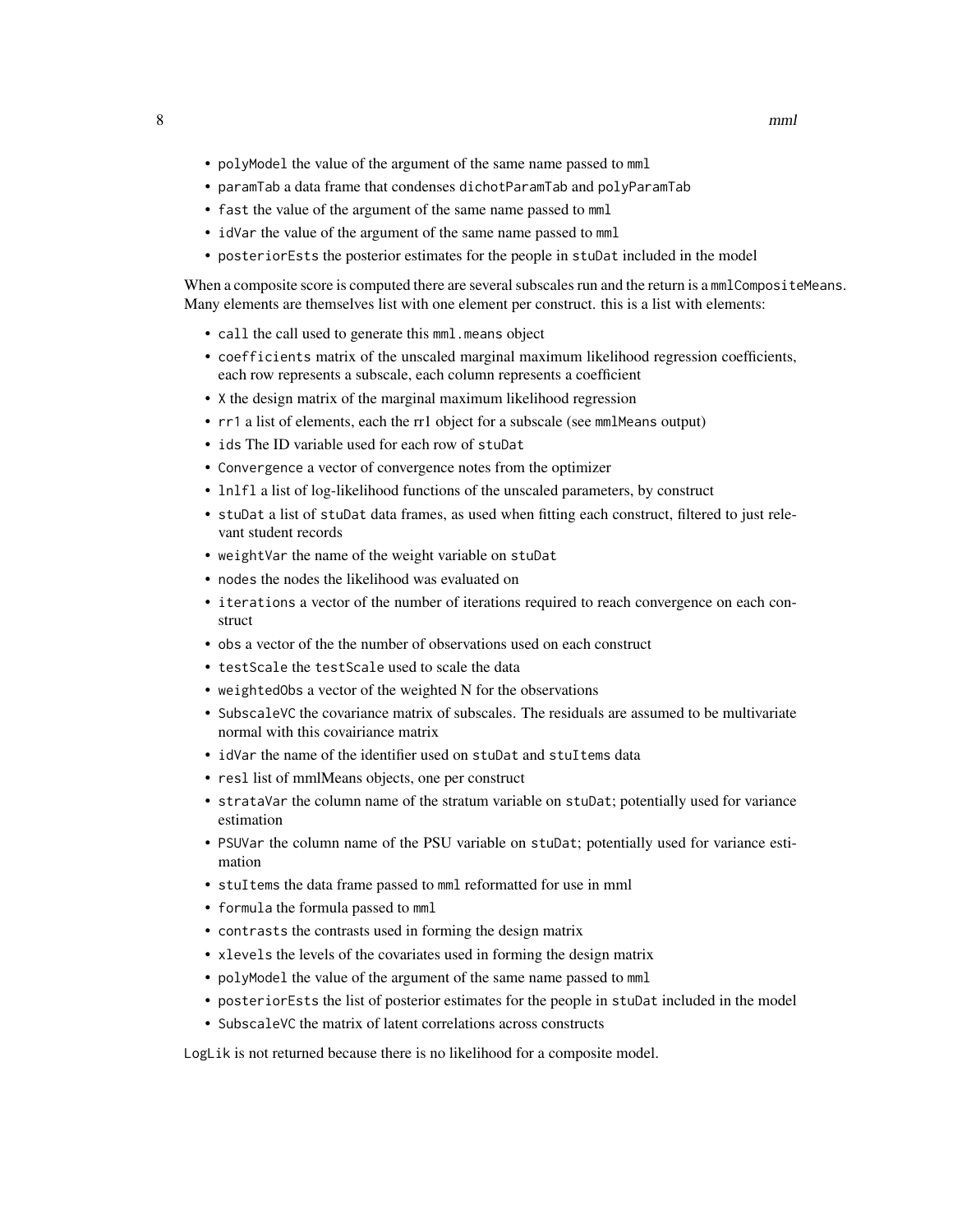- `polyModel` the value of the argument of the same name passed to `mml`
- `paramTab` a data frame that condenses `dichotParamTab` and `polyParamTab`
- `fast` the value of the argument of the same name passed to `mml`
- `idVar` the value of the argument of the same name passed to `mml`
- `posteriorEsts` the posterior estimates for the people in `stuDat` included in the model

When a composite score is computed there are several subscales run and the return is a `mmlCompositeMeans`. Many elements are themselves list with one element per construct. this is a list with elements:

- `call` the call used to generate this `mml.means` object
- `coefficients` matrix of the unscaled marginal maximum likelihood regression coefficients, each row represents a subscale, each column represents a coefficient
- `X` the design matrix of the marginal maximum likelihood regression
- `rr1` a list of elements, each the rr1 object for a subscale (see `mmlMeans` output)
- `ids` The ID variable used for each row of `stuDat`
- `Convergence` a vector of convergence notes from the optimizer
- `lnlfl` a list of log-likelihood functions of the unscaled parameters, by construct
- `stuDat` a list of `stuDat` data frames, as used when fitting each construct, filtered to just relevant student records
- `weightVar` the name of the weight variable on `stuDat`
- `nodes` the nodes the likelihood was evaluated on
- `iterations` a vector of the number of iterations required to reach convergence on each construct
- `obs` a vector of the the number of observations used on each construct
- `testScale` the `testScale` used to scale the data
- `weightedObs` a vector of the weighted N for the observations
- `SubscaleVC` the covariance matrix of subscales. The residuals are assumed to be multivariate normal with this covairiance matrix
- `idVar` the name of the identifier used on `stuDat` and `stuItems` data
- `resl` list of mmlMeans objects, one per construct
- `strataVar` the column name of the stratum variable on `stuDat`; potentially used for variance estimation
- `PSUVar` the column name of the PSU variable on `stuDat`; potentially used for variance estimation
- `stuItems` the data frame passed to `mml` reformatted for use in mml
- `formula` the formula passed to `mml`
- `contrasts` the contrasts used in forming the design matrix
- `xlevels` the levels of the covariates used in forming the design matrix
- `polyModel` the value of the argument of the same name passed to `mml`
- `posteriorEsts` the list of posterior estimates for the people in `stuDat` included in the model
- `SubscaleVC` the matrix of latent correlations across constructs

`LogLik` is not returned because there is no likelihood for a composite model.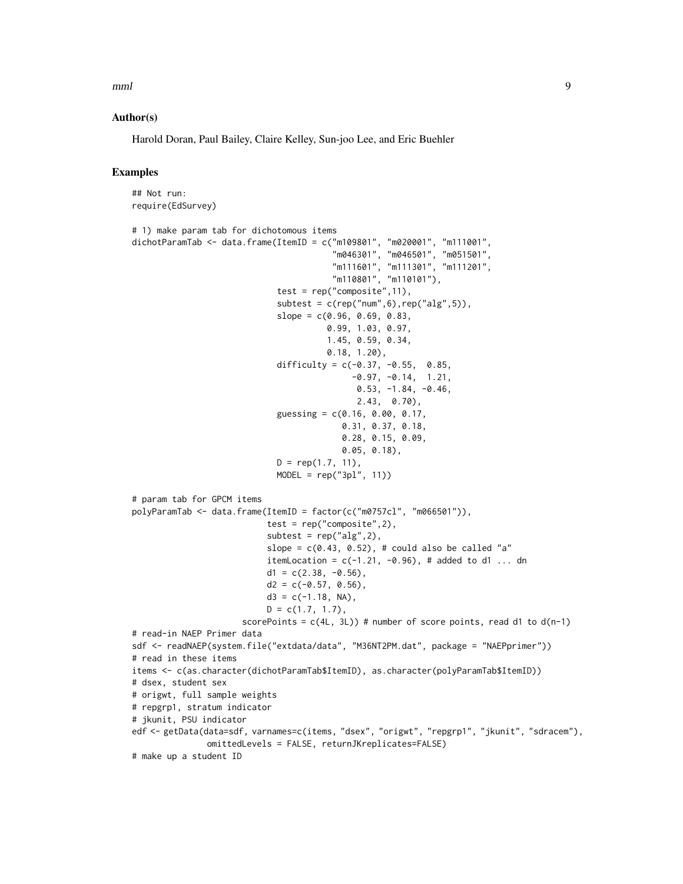## Author(s)

Harold Doran, Paul Bailey, Claire Kelley, Sun-joo Lee, and Eric Buehler

## Examples

```
## Not run:
require(EdSurvey)

# 1) make param tab for dichotomous items
dichotParamTab <- data.frame(ItemID = c("m109801", "m020001", "m111001",
                                        "m046301", "m046501", "m051501",
                                        "m111601", "m111301", "m111201",
                                        "m110801", "m110101"),
                             test = rep("composite",11),
                             subtest = c(rep("num",6),rep("alg",5)),
                             slope = c(0.96, 0.69, 0.83,
                                       0.99, 1.03, 0.97,
                                       1.45, 0.59, 0.34,
                                       0.18, 1.20),
                             difficulty = c(-0.37, -0.55,  0.85,
                                            -0.97, -0.14,  1.21,
                                             0.53, -1.84, -0.46,
                                             2.43,  0.70),
                             guessing = c(0.16, 0.00, 0.17,
                                          0.31, 0.37, 0.18,
                                          0.28, 0.15, 0.09,
                                          0.05, 0.18),
                             D = rep(1.7, 11),
                             MODEL = rep("3pl", 11))

# param tab for GPCM items
polyParamTab <- data.frame(ItemID = factor(c("m0757cl", "m066501")),
                           test = rep("composite",2),
                           subtest = rep("alg",2),
                           slope = c(0.43, 0.52), # could also be called "a"
                           itemLocation = c(-1.21, -0.96), # added to d1 ... dn
                           d1 = c(2.38, -0.56),
                           d2 = c(-0.57, 0.56),
                           d3 = c(-1.18, NA),
                           D = c(1.7, 1.7),
                      scorePoints = c(4L, 3L)) # number of score points, read d1 to d(n-1)
# read-in NAEP Primer data
sdf <- readNAEP(system.file("extdata/data", "M36NT2PM.dat", package = "NAEPprimer"))
# read in these items
items <- c(as.character(dichotParamTab$ItemID), as.character(polyParamTab$ItemID))
# dsex, student sex
# origwt, full sample weights
# repgrp1, stratum indicator
# jkunit, PSU indicator
edf <- getData(data=sdf, varnames=c(items, "dsex", "origwt", "repgrp1", "jkunit", "sdracem"),
               omittedLevels = FALSE, returnJKreplicates=FALSE)
# make up a student ID
```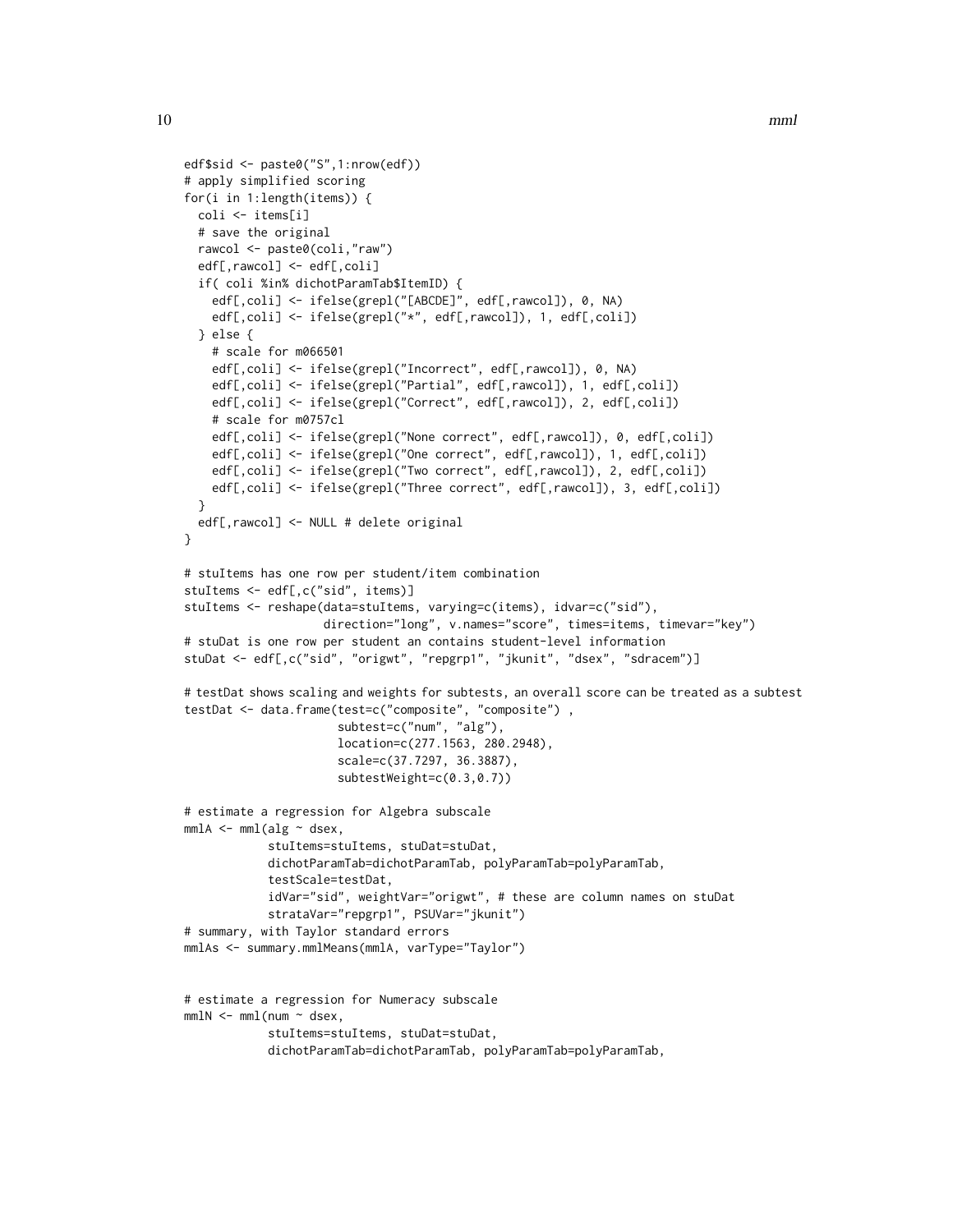```
edf$sid <- paste0("S",1:nrow(edf))
# apply simplified scoring
for(i in 1:length(items)) {
  coli <- items[i]
  # save the original
  rawcol <- paste0(coli,"raw")
  edf[,rawcol] <- edf[,coli]
  if( coli %in% dichotParamTab$ItemID) {
    edf[,coli] <- ifelse(grepl("[ABCDE]", edf[,rawcol]), 0, NA)
    edf[,coli] <- ifelse(grepl("*", edf[,rawcol]), 1, edf[,coli])
  } else {
    # scale for m066501
    edf[,coli] <- ifelse(grepl("Incorrect", edf[,rawcol]), 0, NA)
    edf[,coli] <- ifelse(grepl("Partial", edf[,rawcol]), 1, edf[,coli])
    edf[,coli] <- ifelse(grepl("Correct", edf[,rawcol]), 2, edf[,coli])
    # scale for m0757cl
    edf[,coli] <- ifelse(grepl("None correct", edf[,rawcol]), 0, edf[,coli])
    edf[,coli] <- ifelse(grepl("One correct", edf[,rawcol]), 1, edf[,coli])
    edf[,coli] <- ifelse(grepl("Two correct", edf[,rawcol]), 2, edf[,coli])
    edf[,coli] <- ifelse(grepl("Three correct", edf[,rawcol]), 3, edf[,coli])
  }
  edf[,rawcol] <- NULL # delete original
}

# stuItems has one row per student/item combination
stuItems <- edf[,c("sid", items)]
stuItems <- reshape(data=stuItems, varying=c(items), idvar=c("sid"),
                    direction="long", v.names="score", times=items, timevar="key")
# stuDat is one row per student an contains student-level information
stuDat <- edf[,c("sid", "origwt", "repgrp1", "jkunit", "dsex", "sdracem")]

# testDat shows scaling and weights for subtests, an overall score can be treated as a subtest
testDat <- data.frame(test=c("composite", "composite") ,
                      subtest=c("num", "alg"),
                      location=c(277.1563, 280.2948),
                      scale=c(37.7297, 36.3887),
                      subtestWeight=c(0.3,0.7))

# estimate a regression for Algebra subscale
mmlA <- mml(alg ~ dsex,
            stuItems=stuItems, stuDat=stuDat,
            dichotParamTab=dichotParamTab, polyParamTab=polyParamTab,
            testScale=testDat,
            idVar="sid", weightVar="origwt", # these are column names on stuDat
            strataVar="repgrp1", PSUVar="jkunit")
# summary, with Taylor standard errors
mmlAs <- summary.mmlMeans(mmlA, varType="Taylor")


# estimate a regression for Numeracy subscale
mmlN <- mml(num ~ dsex,
            stuItems=stuItems, stuDat=stuDat,
            dichotParamTab=dichotParamTab, polyParamTab=polyParamTab,
```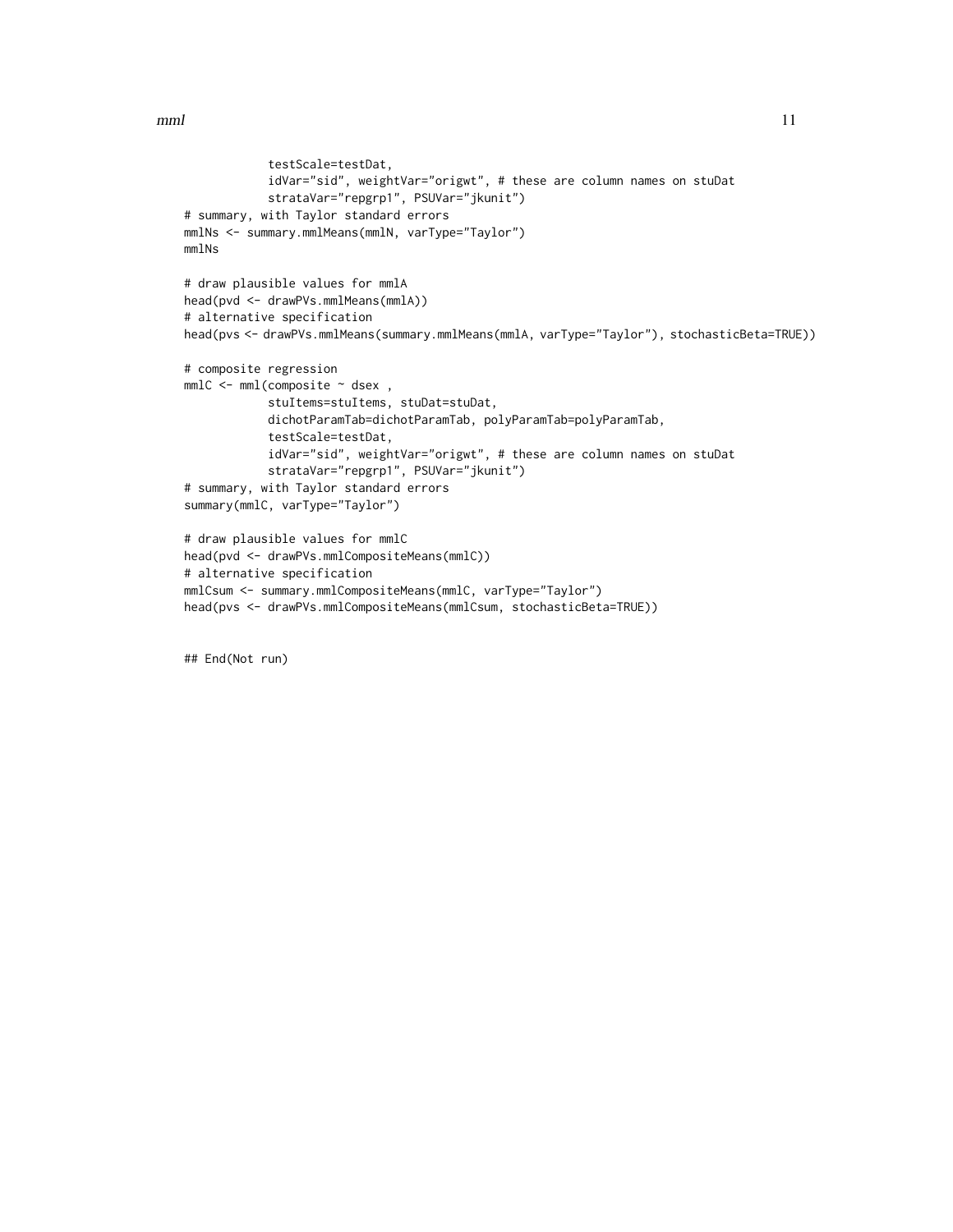```
            testScale=testDat,
            idVar="sid", weightVar="origwt", # these are column names on stuDat
            strataVar="repgrp1", PSUVar="jkunit")
# summary, with Taylor standard errors
mmlNs <- summary.mmlMeans(mmlN, varType="Taylor")
mmlNs

# draw plausible values for mmlA
head(pvd <- drawPVs.mmlMeans(mmlA))
# alternative specification
head(pvs <- drawPVs.mmlMeans(summary.mmlMeans(mmlA, varType="Taylor"), stochasticBeta=TRUE))

# composite regression
mmlC <- mml(composite ~ dsex ,
            stuItems=stuItems, stuDat=stuDat,
            dichotParamTab=dichotParamTab, polyParamTab=polyParamTab,
            testScale=testDat,
            idVar="sid", weightVar="origwt", # these are column names on stuDat
            strataVar="repgrp1", PSUVar="jkunit")
# summary, with Taylor standard errors
summary(mmlC, varType="Taylor")

# draw plausible values for mmlC
head(pvd <- drawPVs.mmlCompositeMeans(mmlC))
# alternative specification
mmlCsum <- summary.mmlCompositeMeans(mmlC, varType="Taylor")
head(pvs <- drawPVs.mmlCompositeMeans(mmlCsum, stochasticBeta=TRUE))


## End(Not run)
```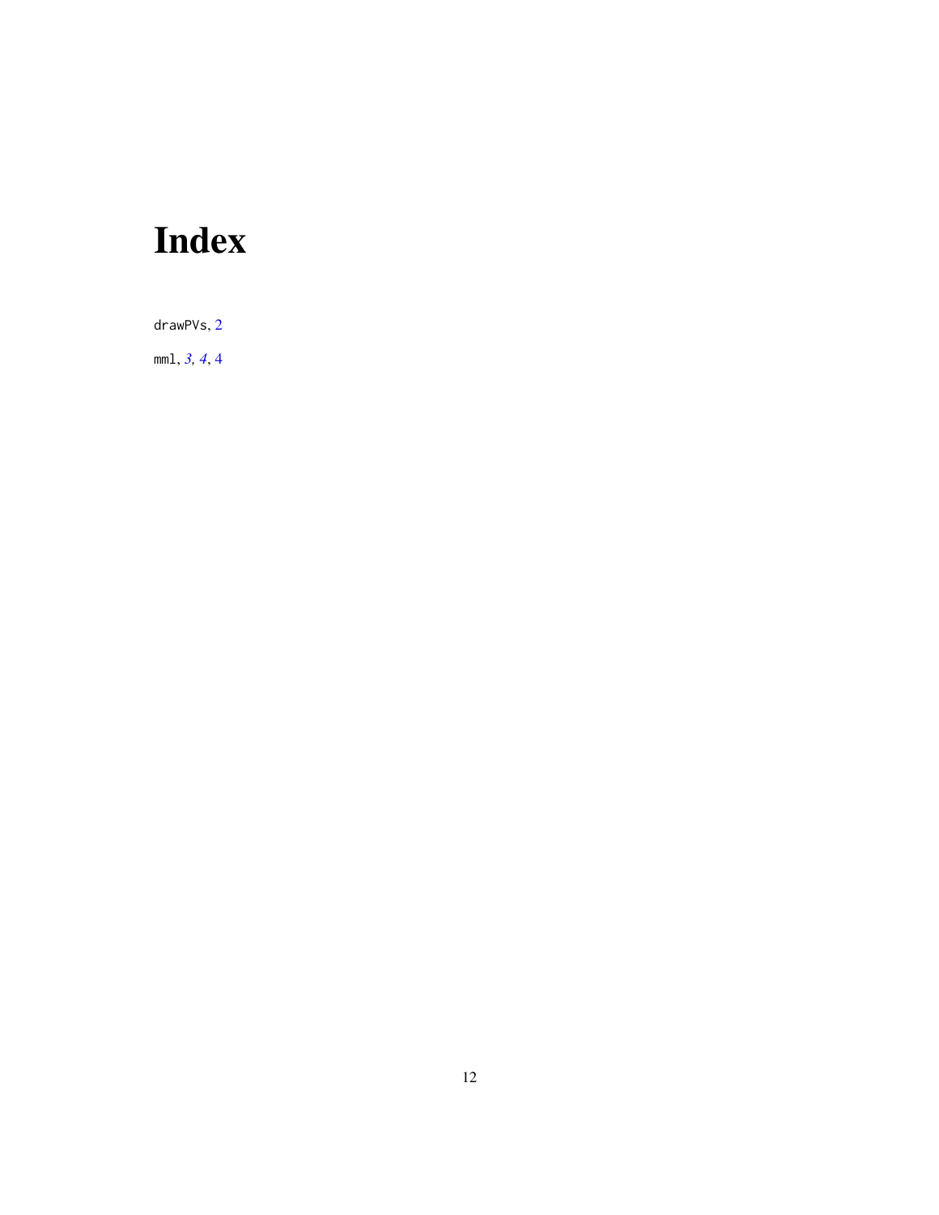# Index

`drawPVs`, 2

`mml`, *3*, *4*, 4